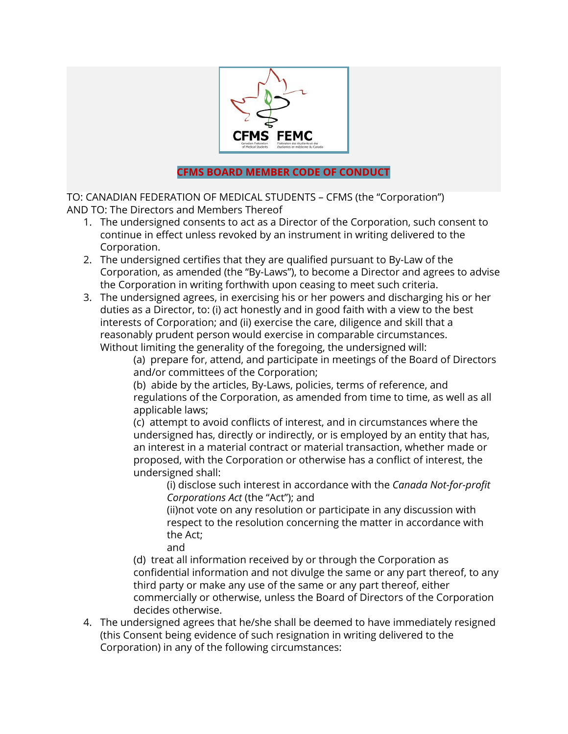# CFMS BOARD MEMBER CODE OF CONDUCT

TO: CANADIAN FEDERATION OF MEDICAL STUDENTS – CFMS (the "Corporation")
AND TO: The Directors and Members Thereof

1. The undersigned consents to act as a Director of the Corporation, such consent to continue in effect unless revoked by an instrument in writing delivered to the Corporation.
2. The undersigned certifies that they are qualified pursuant to By-Law of the Corporation, as amended (the "By-Laws"), to become a Director and agrees to advise the Corporation in writing forthwith upon ceasing to meet such criteria.
3. The undersigned agrees, in exercising his or her powers and discharging his or her duties as a Director, to: (i) act honestly and in good faith with a view to the best interests of Corporation; and (ii) exercise the care, diligence and skill that a reasonably prudent person would exercise in comparable circumstances. Without limiting the generality of the foregoing, the undersigned will:

   (a) prepare for, attend, and participate in meetings of the Board of Directors and/or committees of the Corporation;

   (b) abide by the articles, By-Laws, policies, terms of reference, and regulations of the Corporation, as amended from time to time, as well as all applicable laws;

   (c) attempt to avoid conflicts of interest, and in circumstances where the undersigned has, directly or indirectly, or is employed by an entity that has, an interest in a material contract or material transaction, whether made or proposed, with the Corporation or otherwise has a conflict of interest, the undersigned shall:

      (i) disclose such interest in accordance with the *Canada Not-for-profit Corporations Act* (the "Act"); and

      (ii)not vote on any resolution or participate in any discussion with respect to the resolution concerning the matter in accordance with the Act;

      and

   (d) treat all information received by or through the Corporation as confidential information and not divulge the same or any part thereof, to any third party or make any use of the same or any part thereof, either commercially or otherwise, unless the Board of Directors of the Corporation decides otherwise.

4. The undersigned agrees that he/she shall be deemed to have immediately resigned (this Consent being evidence of such resignation in writing delivered to the Corporation) in any of the following circumstances: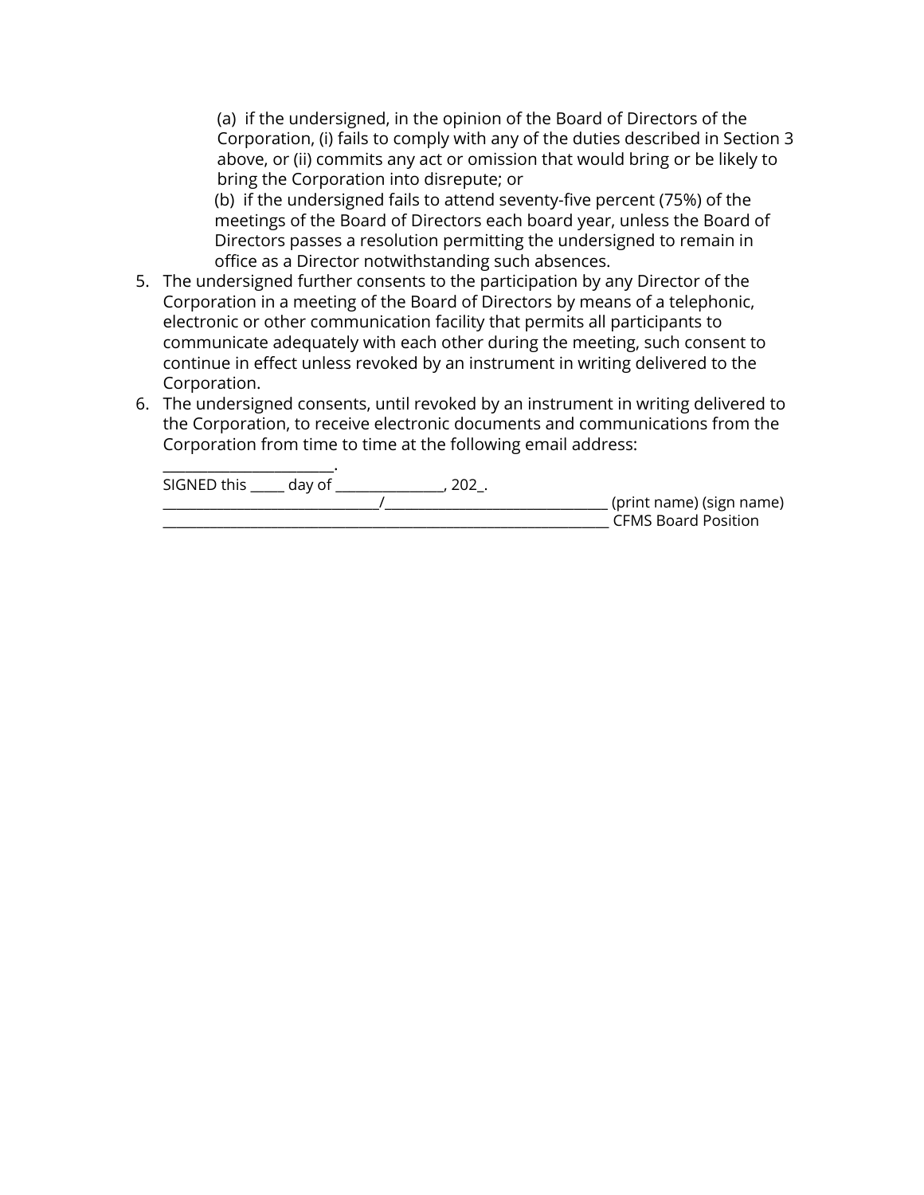(a) if the undersigned, in the opinion of the Board of Directors of the Corporation, (i) fails to comply with any of the duties described in Section 3 above, or (ii) commits any act or omission that would bring or be likely to bring the Corporation into disrepute; or

(b) if the undersigned fails to attend seventy-five percent (75%) of the meetings of the Board of Directors each board year, unless the Board of Directors passes a resolution permitting the undersigned to remain in office as a Director notwithstanding such absences.

5. The undersigned further consents to the participation by any Director of the Corporation in a meeting of the Board of Directors by means of a telephonic, electronic or other communication facility that permits all participants to communicate adequately with each other during the meeting, such consent to continue in effect unless revoked by an instrument in writing delivered to the Corporation.
6. The undersigned consents, until revoked by an instrument in writing delivered to the Corporation, to receive electronic documents and communications from the Corporation from time to time at the following email address:

   ________________________.

   SIGNED this _____ day of ________________, 202_.

   ________________________________/________________________________ (print name) (sign name)

   ________________________________________________________________ CFMS Board Position